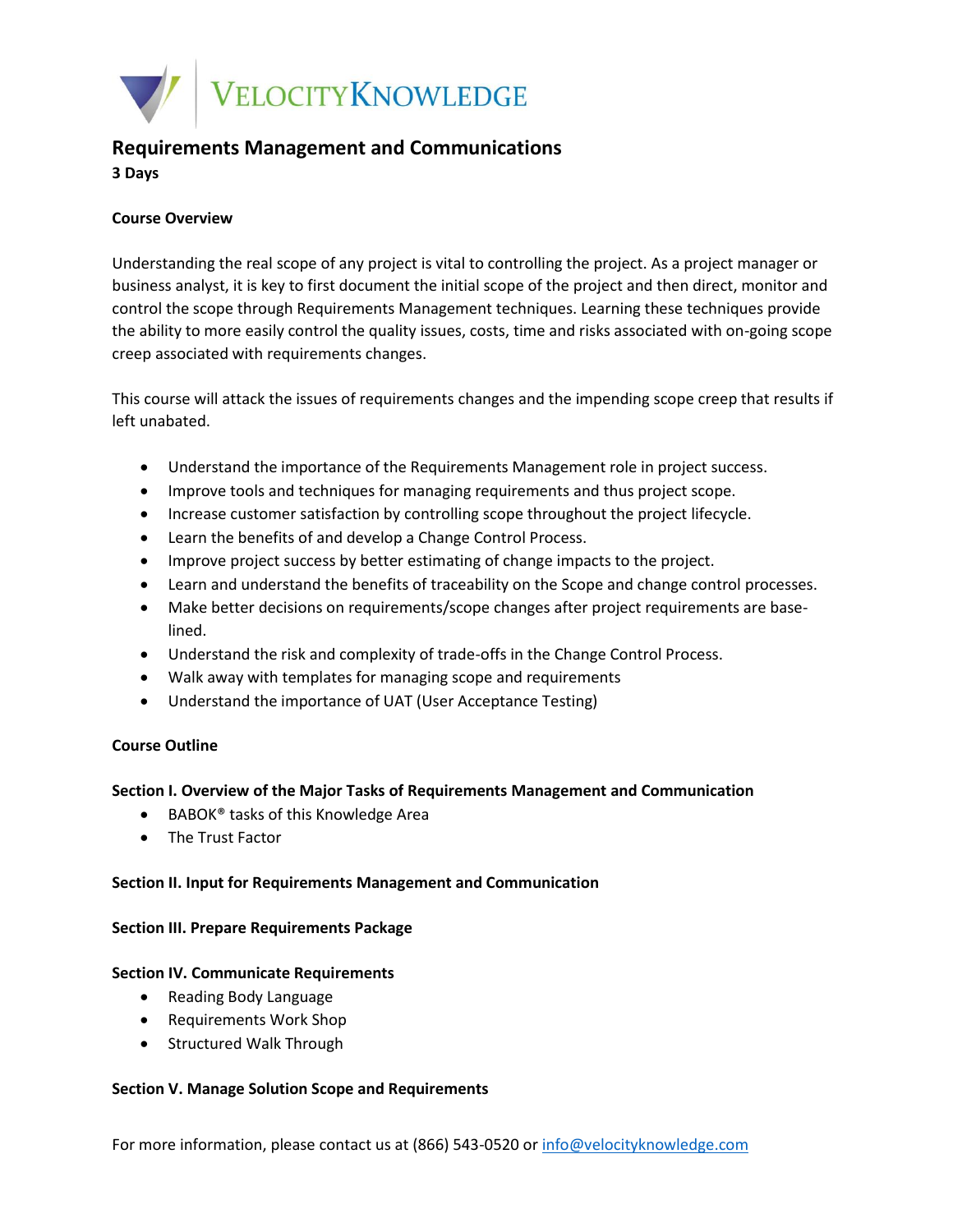# Requirements Management and Communications

**3 Days**

## Course Overview

Understanding the real scope of any project is vital to controlling the project. As a project manager or business analyst, it is key to first document the initial scope of the project and then direct, monitor and control the scope through Requirements Management techniques. Learning these techniques provide the ability to more easily control the quality issues, costs, time and risks associated with on-going scope creep associated with requirements changes.

This course will attack the issues of requirements changes and the impending scope creep that results if left unabated.

- Understand the importance of the Requirements Management role in project success.
- Improve tools and techniques for managing requirements and thus project scope.
- Increase customer satisfaction by controlling scope throughout the project lifecycle.
- Learn the benefits of and develop a Change Control Process.
- Improve project success by better estimating of change impacts to the project.
- Learn and understand the benefits of traceability on the Scope and change control processes.
- Make better decisions on requirements/scope changes after project requirements are base-lined.
- Understand the risk and complexity of trade-offs in the Change Control Process.
- Walk away with templates for managing scope and requirements
- Understand the importance of UAT (User Acceptance Testing)

## Course Outline

### Section I. Overview of the Major Tasks of Requirements Management and Communication

- BABOK® tasks of this Knowledge Area
- The Trust Factor

### Section II. Input for Requirements Management and Communication

### Section III. Prepare Requirements Package

### Section IV. Communicate Requirements

- Reading Body Language
- Requirements Work Shop
- Structured Walk Through

### Section V. Manage Solution Scope and Requirements

For more information, please contact us at (866) 543-0520 or info@velocityknowledge.com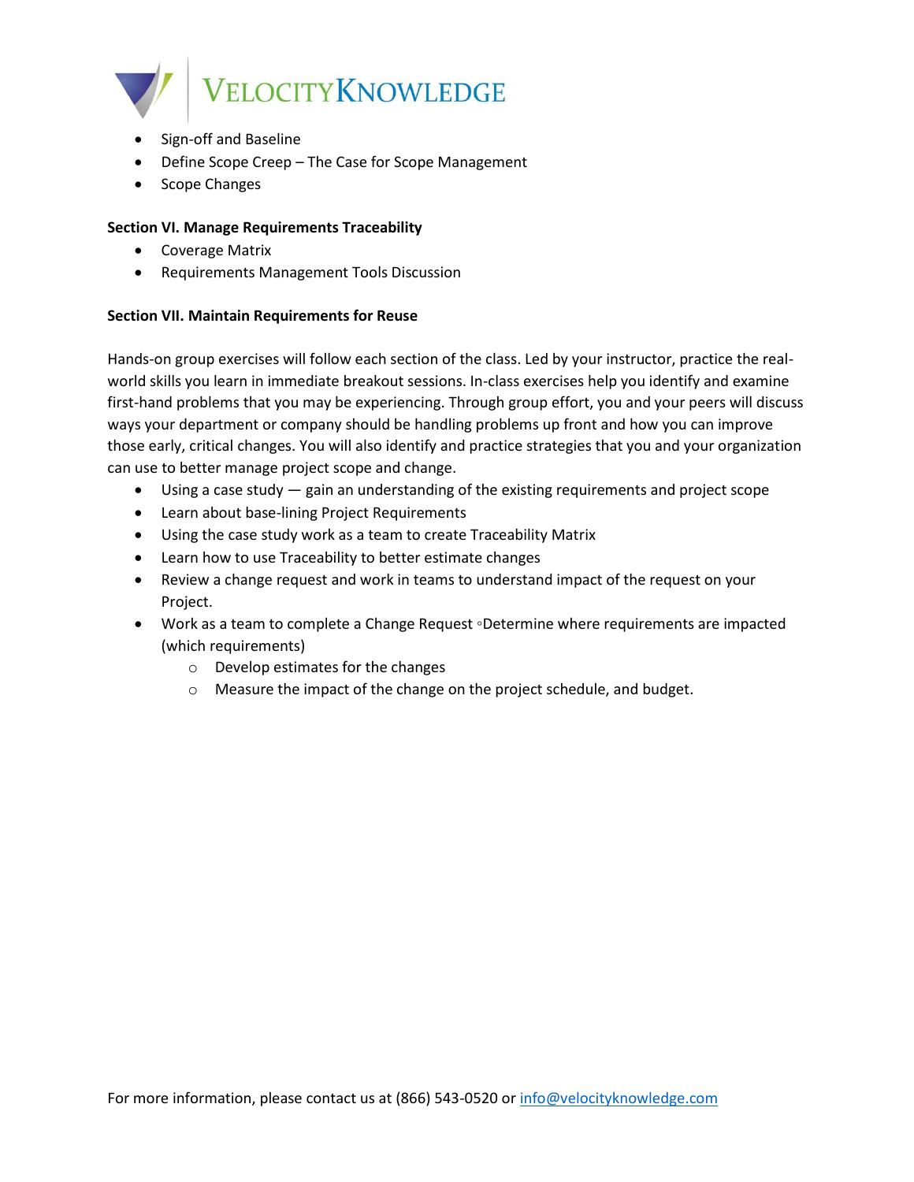- Sign-off and Baseline
- Define Scope Creep – The Case for Scope Management
- Scope Changes

**Section VI. Manage Requirements Traceability**

- Coverage Matrix
- Requirements Management Tools Discussion

**Section VII. Maintain Requirements for Reuse**

Hands-on group exercises will follow each section of the class. Led by your instructor, practice the real-world skills you learn in immediate breakout sessions. In-class exercises help you identify and examine first-hand problems that you may be experiencing. Through group effort, you and your peers will discuss ways your department or company should be handling problems up front and how you can improve those early, critical changes. You will also identify and practice strategies that you and your organization can use to better manage project scope and change.

- Using a case study — gain an understanding of the existing requirements and project scope
- Learn about base-lining Project Requirements
- Using the case study work as a team to create Traceability Matrix
- Learn how to use Traceability to better estimate changes
- Review a change request and work in teams to understand impact of the request on your Project.
- Work as a team to complete a Change Request ◦Determine where requirements are impacted (which requirements)
    - Develop estimates for the changes
    - Measure the impact of the change on the project schedule, and budget.

For more information, please contact us at (866) 543-0520 or info@velocityknowledge.com